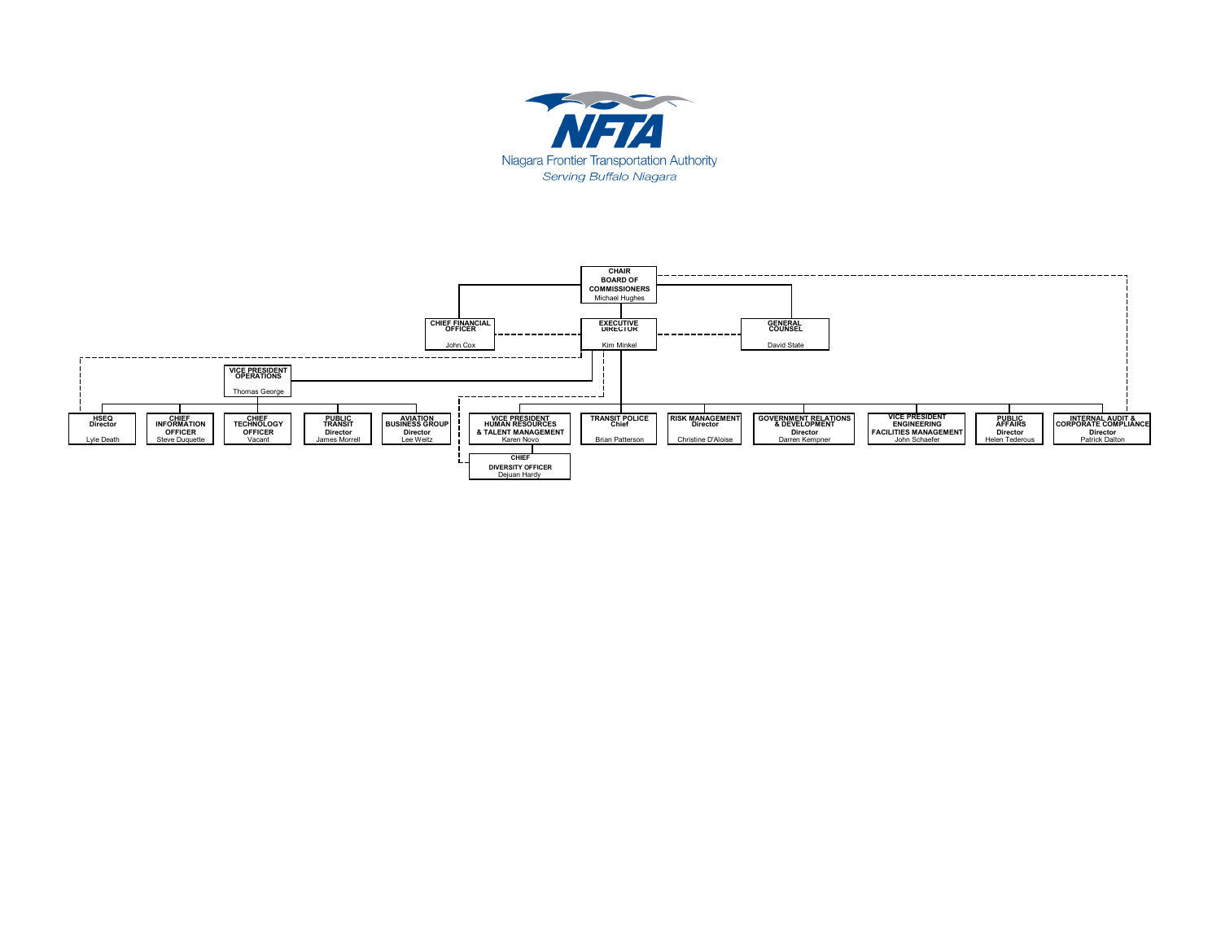**NFTA**

Niagara Frontier Transportation Authority

*Serving Buffalo Niagara*

**CHAIR BOARD OF COMMISSIONERS**
Michael Hughes

**CHIEF FINANCIAL OFFICER**
John Cox

**EXECUTIVE DIRECTOR**
Kim Minkel

**GENERAL COUNSEL**
David State

**VICE PRESIDENT OPERATIONS**
Thomas George

**HSEQ Director**
Lyle Death

**CHIEF INFORMATION OFFICER**
Steve Duquette

**CHIEF TECHNOLOGY OFFICER**
Vacant

**PUBLIC TRANSIT Director**
James Morrell

**AVIATION BUSINESS GROUP Director**
Lee Weitz

**VICE PRESIDENT HUMAN RESOURCES & TALENT MANAGEMENT**
Karen Novo

**CHIEF DIVERSITY OFFICER**
Dejuan Hardy

**TRANSIT POLICE Chief**
Brian Patterson

**RISK MANAGEMENT Director**
Christine D'Aloise

**GOVERNMENT RELATIONS & DEVELOPMENT Director**
Darren Kempner

**VICE PRESIDENT ENGINEERING FACILITIES MANAGEMENT**
John Schaefer

**PUBLIC AFFAIRS Director**
Helen Tederous

**INTERNAL AUDIT & CORPORATE COMPLIANCE Director**
Patrick Dalton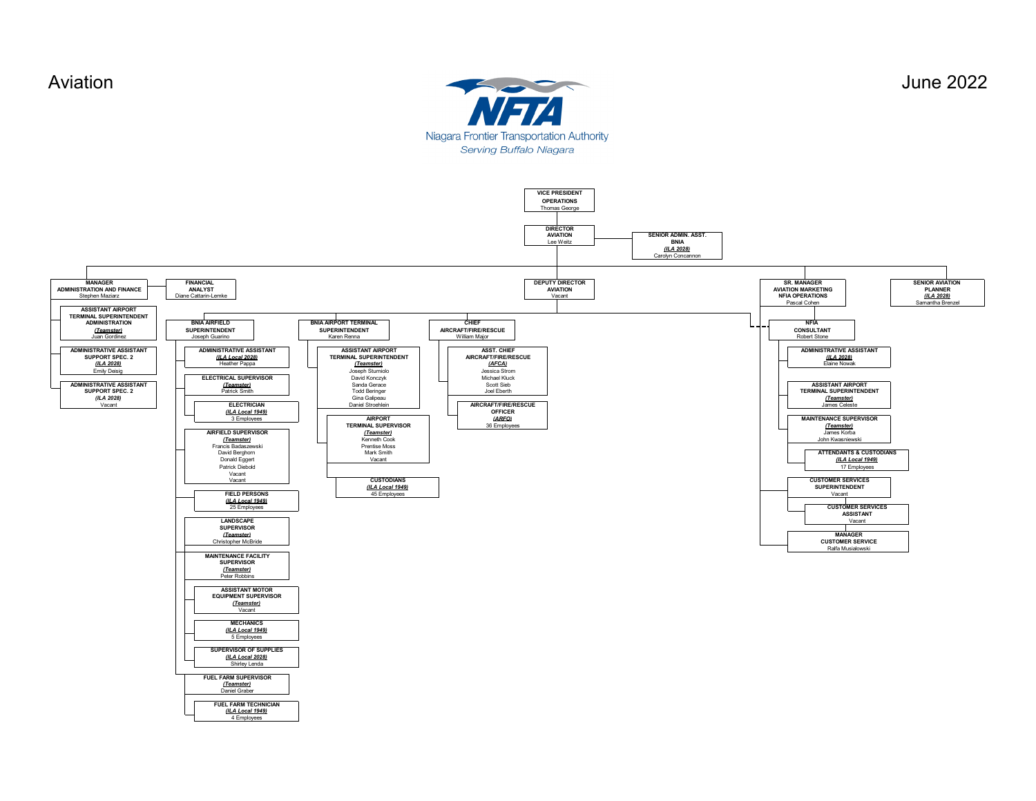Aviation

June 2022

Niagara Frontier Transportation Authority
*Serving Buffalo Niagara*

- **VICE PRESIDENT OPERATIONS** — Thomas George
  - **DIRECTOR AVIATION** — Lee Weitz
    - **SENIOR ADMIN. ASST. BNIA** — *(ILA 2028)* — Carolyn Concannon
    - **MANAGER ADMINISTRATION AND FINANCE** — Stephen Maziarz
      - **ASSISTANT AIRPORT TERMINAL SUPERINTENDENT ADMINISTRATION** — *(Teamster)* — Juan Gordinez
      - **ADMINISTRATIVE ASSISTANT SUPPORT SPEC. 2** — *(ILA 2028)* — Emily Deisig
      - **ADMINISTRATIVE ASSISTANT SUPPORT SPEC. 2** — *(ILA 2028)* — Vacant
    - **FINANCIAL ANALYST** — Diane Cattarin-Lemke
    - **DEPUTY DIRECTOR AVIATION** — Vacant
      - **BNIA AIRFIELD SUPERINTENDENT** — Joseph Guarino
        - **ADMINISTRATIVE ASSISTANT** — *(ILA Local 2028)* — Heather Pappa
        - **ELECTRICAL SUPERVISOR** — *(Teamster)* — Patrick Smith
          - **ELECTRICIAN** — *(ILA Local 1949)* — 3 Employees
        - **AIRFIELD SUPERVISOR** — *(Teamster)* — Francis Badaszewski, David Berghorn, Donald Eggert, Patrick Diebold, Vacant, Vacant
          - **FIELD PERSONS** — *(ILA Local 1949)* — 25 Employees
        - **LANDSCAPE SUPERVISOR** — *(Teamster)* — Christopher McBride
        - **MAINTENANCE FACILITY SUPERVISOR** — *(Teamster)* — Peter Robbins
          - **ASSISTANT MOTOR EQUIPMENT SUPERVISOR** — *(Teamster)* — Vacant
          - **MECHANICS** — *(ILA Local 1949)* — 5 Employees
          - **SUPERVISOR OF SUPPLIES** — *(ILA Local 2028)* — Shirley Lenda
        - **FUEL FARM SUPERVISOR** — *(Teamster)* — Daniel Graber
          - **FUEL FARM TECHNICIAN** — *(ILA Local 1949)* — 4 Employees
      - **BNIA AIRPORT TERMINAL SUPERINTENDENT** — Karen Renna
        - **ASSISTANT AIRPORT TERMINAL SUPERINTENDENT** — *(Teamster)* — Joseph Sturniolo, David Konczyk, Sanda Gerace, Todd Beringer, Gina Galipeau, Daniel Stroehlein
        - **AIRPORT TERMINAL SUPERVISOR** — *(Teamster)* — Kenneth Cook, Prentise Moss, Mark Smith, Vacant
          - **CUSTODIANS** — *(ILA Local 1949)* — 45 Employees
      - **CHIEF AIRCRAFT/FIRE/RESCUE** — William Major
        - **ASST. CHIEF AIRCRAFT/FIRE/RESCUE** — *(AFCA)* — Jessica Strom, Michael Kluck, Scott Sieb, Joel Eberth
        - **AIRCRAFT/FIRE/RESCUE OFFICER** — *(ARFO)* — 36 Employees
      - **NFIA CONSULTANT** — Robert Stone
    - **SR. MANAGER AVIATION MARKETING NFIA OPERATIONS** — Pascal Cohen
      - **ADMINISTRATIVE ASSISTANT** — *(ILA 2028)* — Elaine Nowak
      - **ASSISTANT AIRPORT TERMINAL SUPERINTENDENT** — *(Teamster)* — James Celeste
      - **MAINTENANCE SUPERVISOR** — *(Teamster)* — James Korba, John Kwasniewski
        - **ATTENDANTS & CUSTODIANS** — *(ILA Local 1949)* — 17 Employees
      - **CUSTOMER SERVICES SUPERINTENDENT** — Vacant
        - **CUSTOMER SERVICES ASSISTANT** — Vacant
      - **MANAGER CUSTOMER SERVICE** — Ralfa Musialowski
    - **SENIOR AVIATION PLANNER** — *(ILA 2028)* — Samantha Brenzel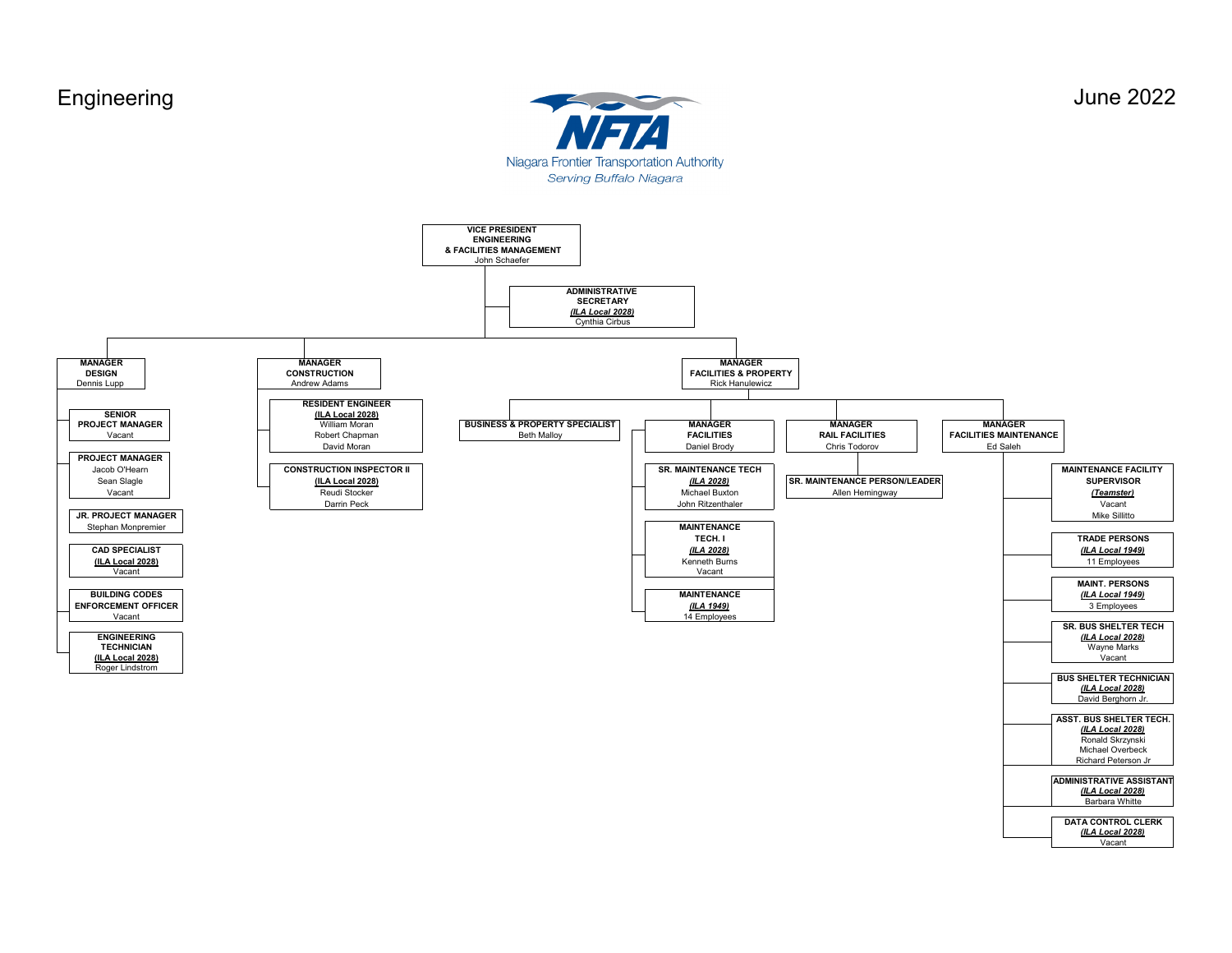# Engineering

June 2022

**NFTA**
Niagara Frontier Transportation Authority
*Serving Buffalo Niagara*

- **VICE PRESIDENT ENGINEERING & FACILITIES MANAGEMENT** — John Schaefer
  - **ADMINISTRATIVE SECRETARY** *(ILA Local 2028)* — Cynthia Cirbus
  - **MANAGER DESIGN** — Dennis Lupp
    - **SENIOR PROJECT MANAGER** — Vacant
    - **PROJECT MANAGER** — Jacob O'Hearn, Sean Slagle, Vacant
    - **JR. PROJECT MANAGER** — Stephan Monpremier
    - **CAD SPECIALIST** (ILA Local 2028) — Vacant
    - **BUILDING CODES ENFORCEMENT OFFICER** — Vacant
    - **ENGINEERING TECHNICIAN** (ILA Local 2028) — Roger Lindstrom
  - **MANAGER CONSTRUCTION** — Andrew Adams
    - **RESIDENT ENGINEER** (ILA Local 2028) — William Moran, Robert Chapman, David Moran
    - **CONSTRUCTION INSPECTOR II** (ILA Local 2028) — Reudi Stocker, Darrin Peck
  - **MANAGER FACILITIES & PROPERTY** — Rick Hanulewicz
    - **BUSINESS & PROPERTY SPECIALIST** — Beth Malloy
    - **MANAGER FACILITIES** — Daniel Brody
      - **SR. MAINTENANCE TECH** *(ILA 2028)* — Michael Buxton, John Ritzenthaler
      - **MAINTENANCE TECH. I** *(ILA 2028)* — Kenneth Burns, Vacant
      - **MAINTENANCE** *(ILA 1949)* — 14 Employees
    - **MANAGER RAIL FACILITIES** — Chris Todorov
      - **SR. MAINTENANCE PERSON/LEADER** — Allen Hemingway
    - **MANAGER FACILITIES MAINTENANCE** — Ed Saleh
      - **MAINTENANCE FACILITY SUPERVISOR** *(Teamster)* — Vacant, Mike Sillitto
      - **TRADE PERSONS** *(ILA Local 1949)* — 11 Employees
      - **MAINT. PERSONS** *(ILA Local 1949)* — 3 Employees
      - **SR. BUS SHELTER TECH** *(ILA Local 2028)* — Wayne Marks, Vacant
      - **BUS SHELTER TECHNICIAN** *(ILA Local 2028)* — David Berghorn Jr.
      - **ASST. BUS SHELTER TECH.** *(ILA Local 2028)* — Ronald Skrzynski, Michael Overbeck, Richard Peterson Jr
      - **ADMINISTRATIVE ASSISTANT** *(ILA Local 2028)* — Barbara Whitte
      - **DATA CONTROL CLERK** *(ILA Local 2028)* — Vacant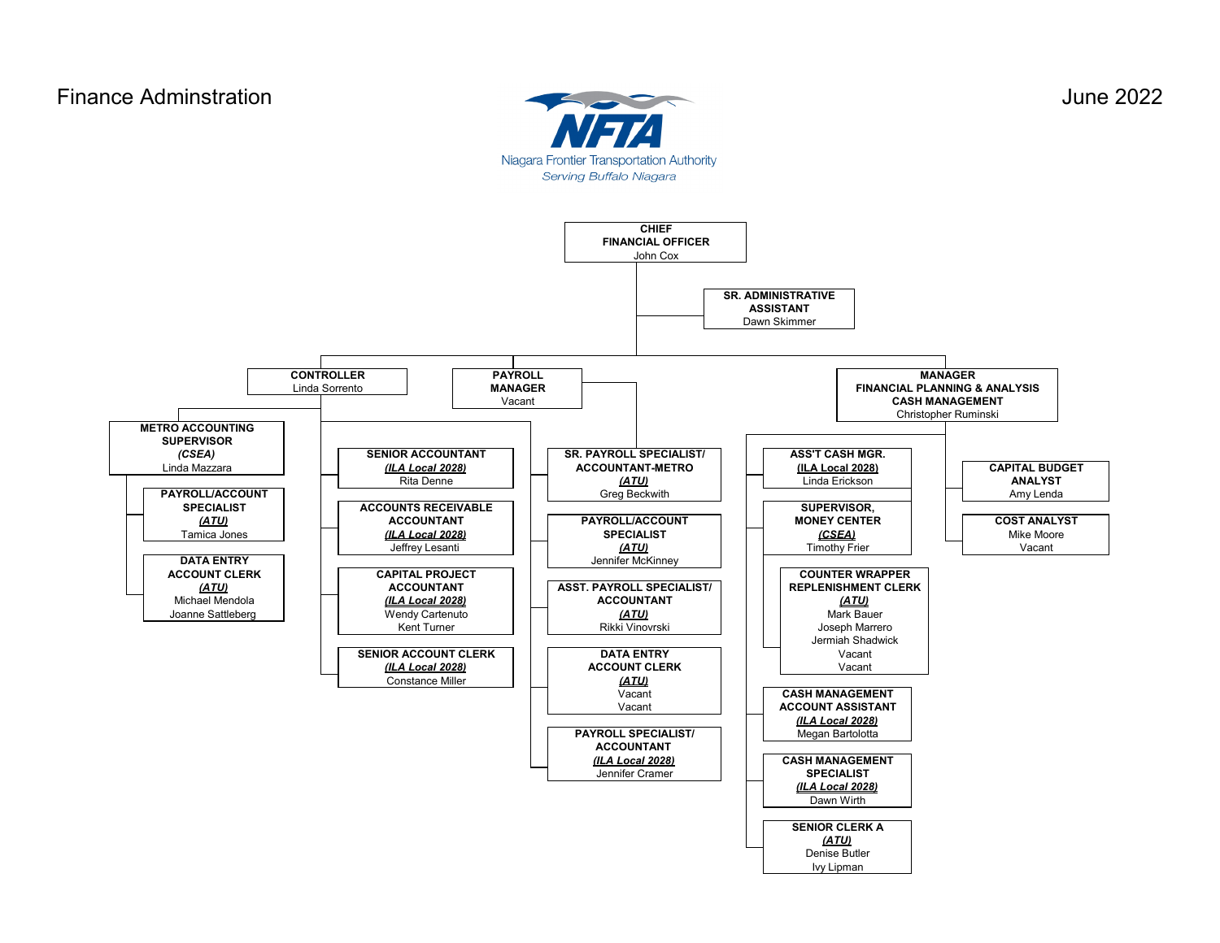Finance Adminstration

June 2022

NFTA
Niagara Frontier Transportation Authority
*Serving Buffalo Niagara*

**CHIEF FINANCIAL OFFICER**
John Cox

- **SR. ADMINISTRATIVE ASSISTANT**
  Dawn Skimmer

- **CONTROLLER**
  Linda Sorrento
  - **METRO ACCOUNTING SUPERVISOR** *(CSEA)*
    Linda Mazzara
    - **PAYROLL/ACCOUNT SPECIALIST** ***(ATU)***
      Tamica Jones
    - **DATA ENTRY ACCOUNT CLERK** ***(ATU)***
      Michael Mendola
      Joanne Sattleberg
  - **SENIOR ACCOUNTANT** ***(ILA Local 2028)***
    Rita Denne
  - **ACCOUNTS RECEIVABLE ACCOUNTANT** ***(ILA Local 2028)***
    Jeffrey Lesanti
  - **CAPITAL PROJECT ACCOUNTANT** ***(ILA Local 2028)***
    Wendy Cartenuto
    Kent Turner
  - **SENIOR ACCOUNT CLERK** ***(ILA Local 2028)***
    Constance Miller

- **PAYROLL MANAGER**
  Vacant
  - **SR. PAYROLL SPECIALIST/ ACCOUNTANT-METRO** ***(ATU)***
    Greg Beckwith
  - **PAYROLL/ACCOUNT SPECIALIST** ***(ATU)***
    Jennifer McKinney
  - **ASST. PAYROLL SPECIALIST/ ACCOUNTANT** ***(ATU)***
    Rikki Vinovrski
  - **DATA ENTRY ACCOUNT CLERK** ***(ATU)***
    Vacant
    Vacant
  - **PAYROLL SPECIALIST/ ACCOUNTANT** ***(ILA Local 2028)***
    Jennifer Cramer

- **MANAGER FINANCIAL PLANNING & ANALYSIS CASH MANAGEMENT**
  Christopher Ruminski
  - **ASS'T CASH MGR.** ***(ILA Local 2028)***
    Linda Erickson
  - **SUPERVISOR, MONEY CENTER** ***(CSEA)***
    Timothy Frier
    - **COUNTER WRAPPER REPLENISHMENT CLERK** ***(ATU)***
      Mark Bauer
      Joseph Marrero
      Jermiah Shadwick
      Vacant
      Vacant
  - **CASH MANAGEMENT ACCOUNT ASSISTANT** ***(ILA Local 2028)***
    Megan Bartolotta
  - **CASH MANAGEMENT SPECIALIST** ***(ILA Local 2028)***
    Dawn Wirth
  - **SENIOR CLERK A** ***(ATU)***
    Denise Butler
    Ivy Lipman
  - **CAPITAL BUDGET ANALYST**
    Amy Lenda
  - **COST ANALYST**
    Mike Moore
    Vacant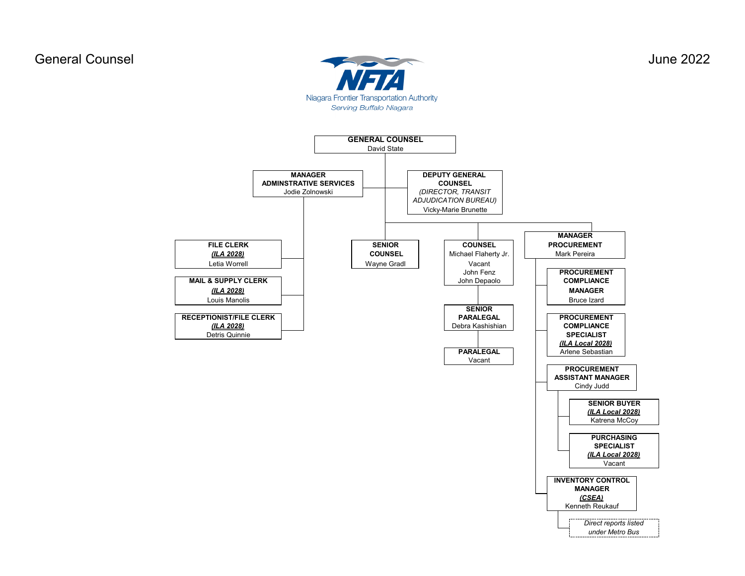General Counsel

June 2022

NFTA
Niagara Frontier Transportation Authority
*Serving Buffalo Niagara*

**GENERAL COUNSEL**
David State

- **MANAGER ADMINSTRATIVE SERVICES**
  Jodie Zolnowski
  - **FILE CLERK**
    ***(ILA 2028)***
    Letia Worrell
  - **MAIL & SUPPLY CLERK**
    ***(ILA 2028)***
    Louis Manolis
  - **RECEPTIONIST/FILE CLERK**
    ***(ILA 2028)***
    Detris Quinnie
- **DEPUTY GENERAL COUNSEL**
  *(DIRECTOR, TRANSIT ADJUDICATION BUREAU)*
  Vicky-Marie Brunette
- **SENIOR COUNSEL**
  Wayne Gradl
- **COUNSEL**
  Michael Flaherty Jr.
  Vacant
  John Fenz
  John Depaolo
  - **SENIOR PARALEGAL**
    Debra Kashishian
    - **PARALEGAL**
      Vacant
- **MANAGER PROCUREMENT**
  Mark Pereira
  - **PROCUREMENT COMPLIANCE MANAGER**
    Bruce Izard
  - **PROCUREMENT COMPLIANCE SPECIALIST**
    ***(ILA Local 2028)***
    Arlene Sebastian
  - **PROCUREMENT ASSISTANT MANAGER**
    Cindy Judd
    - **SENIOR BUYER**
      ***(ILA Local 2028)***
      Katrena McCoy
    - **PURCHASING SPECIALIST**
      ***(ILA Local 2028)***
      Vacant
  - **INVENTORY CONTROL MANAGER**
    ***(CSEA)***
    Kenneth Reukauf
    - *Direct reports listed under Metro Bus*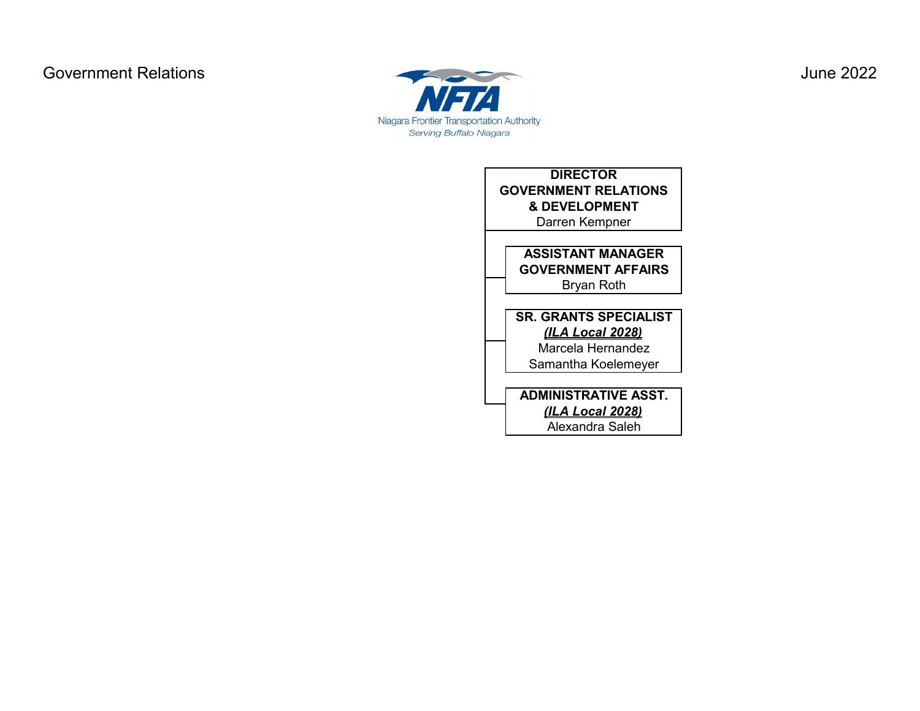Government Relations

June 2022

Niagara Frontier Transportation Authority
*Serving Buffalo Niagara*

**DIRECTOR**
**GOVERNMENT RELATIONS**
**& DEVELOPMENT**
Darren Kempner

- **ASSISTANT MANAGER**
  **GOVERNMENT AFFAIRS**
  Bryan Roth

- **SR. GRANTS SPECIALIST**
  ***(ILA Local 2028)***
  Marcela Hernandez
  Samantha Koelemeyer

- **ADMINISTRATIVE ASST.**
  ***(ILA Local 2028)***
  Alexandra Saleh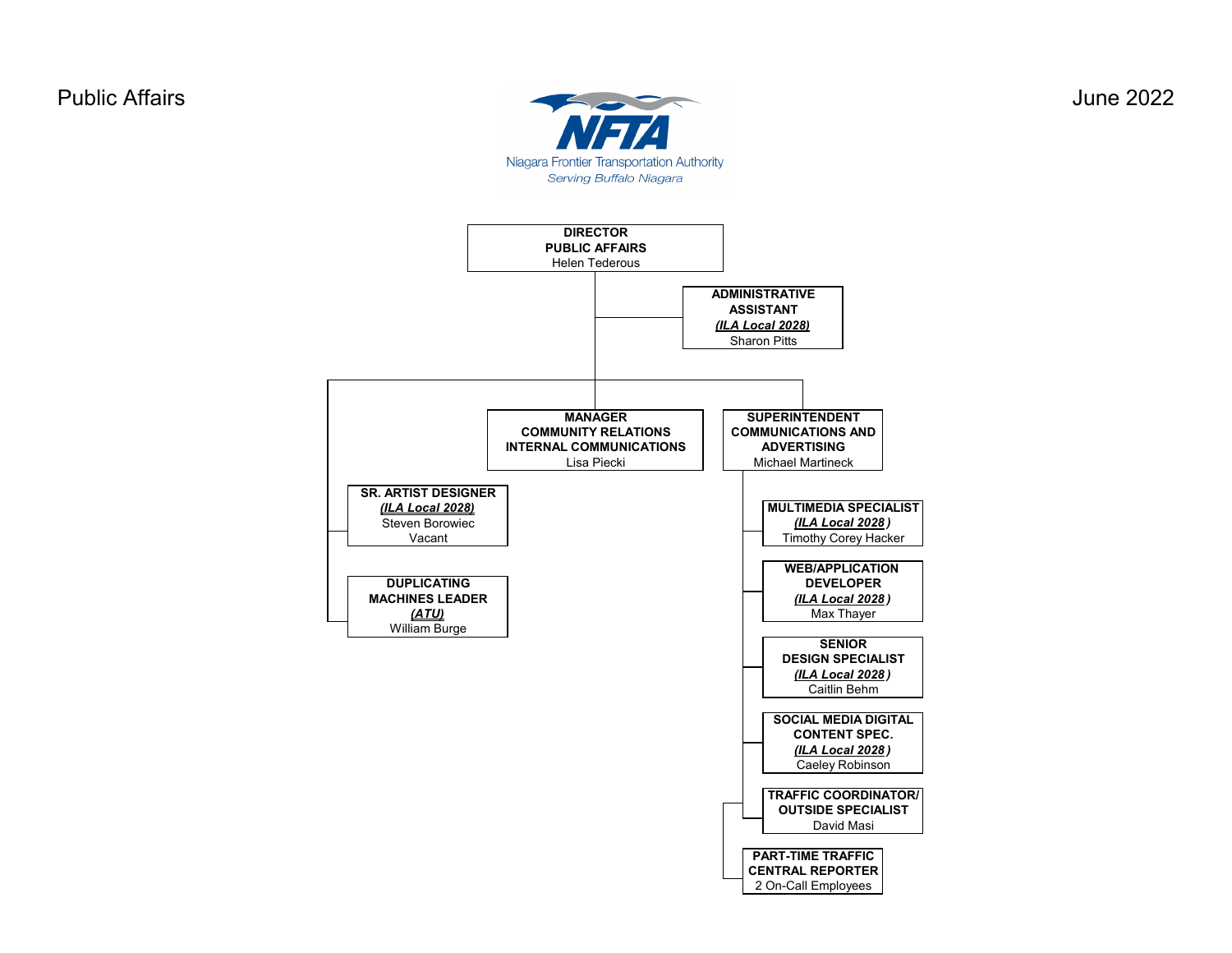Public Affairs

June 2022

NFTA
Niagara Frontier Transportation Authority
*Serving Buffalo Niagara*

**DIRECTOR PUBLIC AFFAIRS**
Helen Tederous

- **ADMINISTRATIVE ASSISTANT** ***(ILA Local 2028)*** — Sharon Pitts
- **SR. ARTIST DESIGNER** ***(ILA Local 2028)*** — Steven Borowiec, Vacant
- **DUPLICATING MACHINES LEADER** ***(ATU)*** — William Burge
- **MANAGER COMMUNITY RELATIONS INTERNAL COMMUNICATIONS** — Lisa Piecki
- **SUPERINTENDENT COMMUNICATIONS AND ADVERTISING** — Michael Martineck
  - **MULTIMEDIA SPECIALIST** ***(ILA Local 2028)*** — Timothy Corey Hacker
  - **WEB/APPLICATION DEVELOPER** ***(ILA Local 2028)*** — Max Thayer
  - **SENIOR DESIGN SPECIALIST** ***(ILA Local 2028)*** — Caitlin Behm
  - **SOCIAL MEDIA DIGITAL CONTENT SPEC.** ***(ILA Local 2028)*** — Caeley Robinson
  - **TRAFFIC COORDINATOR/ OUTSIDE SPECIALIST** — David Masi
    - **PART-TIME TRAFFIC CENTRAL REPORTER** — 2 On-Call Employees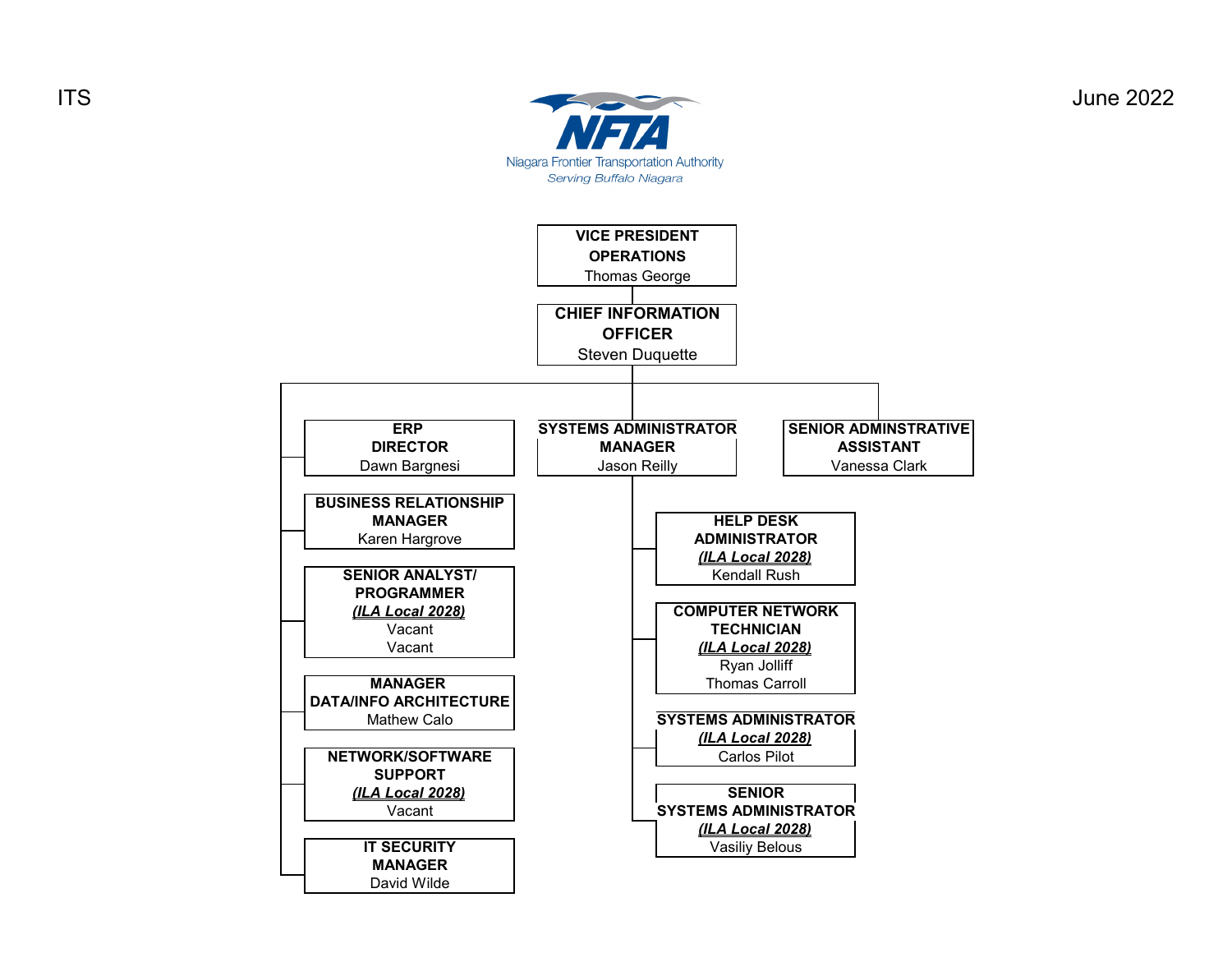ITS

June 2022

NFTA
Niagara Frontier Transportation Authority
*Serving Buffalo Niagara*

**VICE PRESIDENT OPERATIONS**
Thomas George

- **CHIEF INFORMATION OFFICER**
  Steven Duquette
  - **ERP DIRECTOR**
    Dawn Bargnesi
  - **BUSINESS RELATIONSHIP MANAGER**
    Karen Hargrove
  - **SENIOR ANALYST/ PROGRAMMER**
    ***(ILA Local 2028)***
    Vacant
    Vacant
  - **MANAGER DATA/INFO ARCHITECTURE**
    Mathew Calo
  - **NETWORK/SOFTWARE SUPPORT**
    ***(ILA Local 2028)***
    Vacant
  - **IT SECURITY MANAGER**
    David Wilde
  - **SYSTEMS ADMINISTRATOR MANAGER**
    Jason Reilly
    - **HELP DESK ADMINISTRATOR**
      ***(ILA Local 2028)***
      Kendall Rush
    - **COMPUTER NETWORK TECHNICIAN**
      ***(ILA Local 2028)***
      Ryan Jolliff
      Thomas Carroll
    - **SYSTEMS ADMINISTRATOR**
      ***(ILA Local 2028)***
      Carlos Pilot
    - **SENIOR SYSTEMS ADMINISTRATOR**
      ***(ILA Local 2028)***
      Vasiliy Belous
  - **SENIOR ADMINSTRATIVE ASSISTANT**
    Vanessa Clark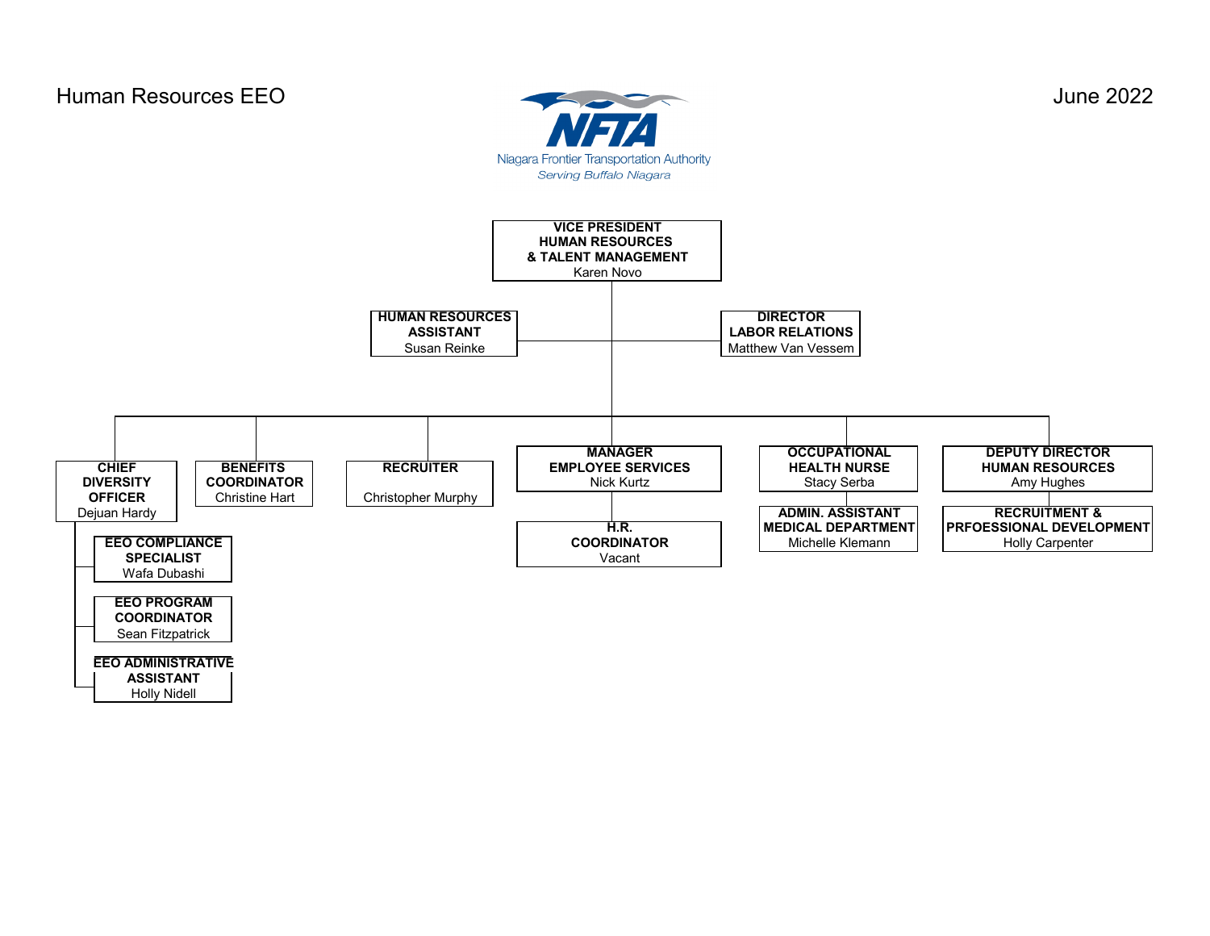Human Resources EEO

June 2022

NFTA
Niagara Frontier Transportation Authority
*Serving Buffalo Niagara*

**VICE PRESIDENT HUMAN RESOURCES & TALENT MANAGEMENT**
Karen Novo

- **HUMAN RESOURCES ASSISTANT** — Susan Reinke
- **DIRECTOR LABOR RELATIONS** — Matthew Van Vessem
- **CHIEF DIVERSITY OFFICER** — Dejuan Hardy
  - **EEO COMPLIANCE SPECIALIST** — Wafa Dubashi
  - **EEO PROGRAM COORDINATOR** — Sean Fitzpatrick
  - **EEO ADMINISTRATIVE ASSISTANT** — Holly Nidell
- **BENEFITS COORDINATOR** — Christine Hart
- **RECRUITER** — Christopher Murphy
- **MANAGER EMPLOYEE SERVICES** — Nick Kurtz
  - **H.R. COORDINATOR** — Vacant
- **OCCUPATIONAL HEALTH NURSE** — Stacy Serba
  - **ADMIN. ASSISTANT MEDICAL DEPARTMENT** — Michelle Klemann
- **DEPUTY DIRECTOR HUMAN RESOURCES** — Amy Hughes
  - **RECRUITMENT & PRFOESSIONAL DEVELOPMENT** — Holly Carpenter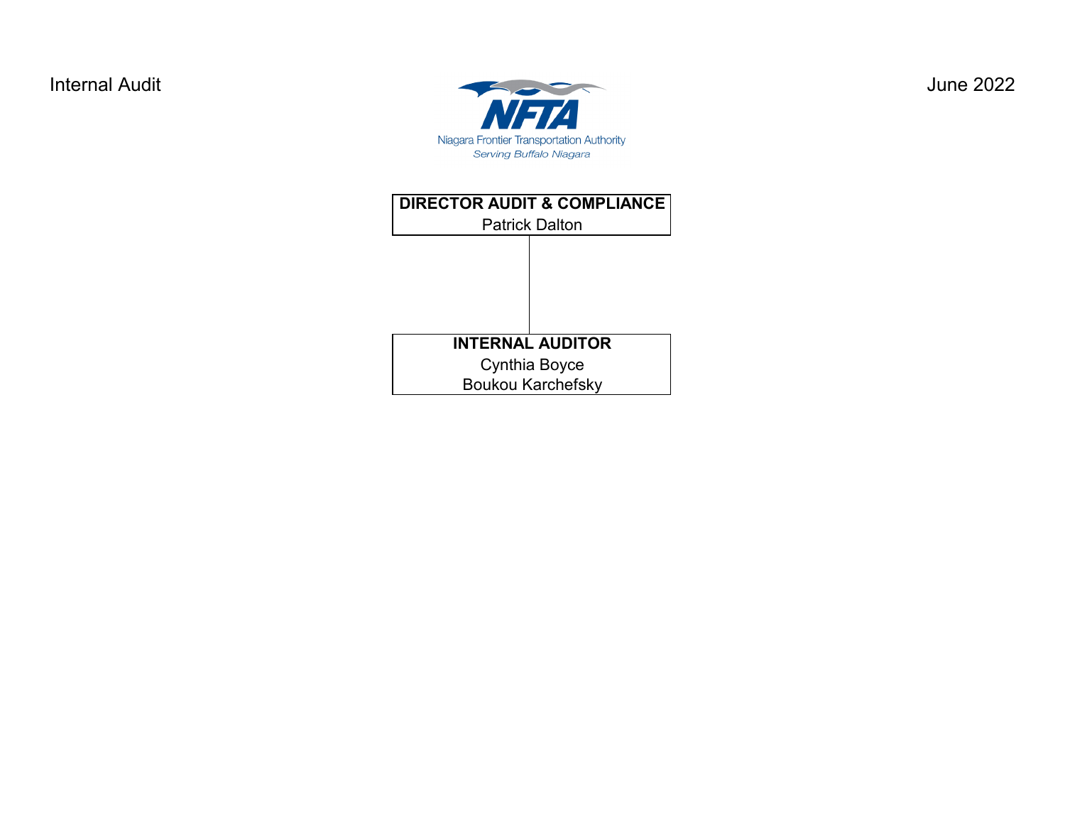Internal Audit

June 2022

Niagara Frontier Transportation Authority
*Serving Buffalo Niagara*

**DIRECTOR AUDIT & COMPLIANCE**
Patrick Dalton

**INTERNAL AUDITOR**
Cynthia Boyce
Boukou Karchefsky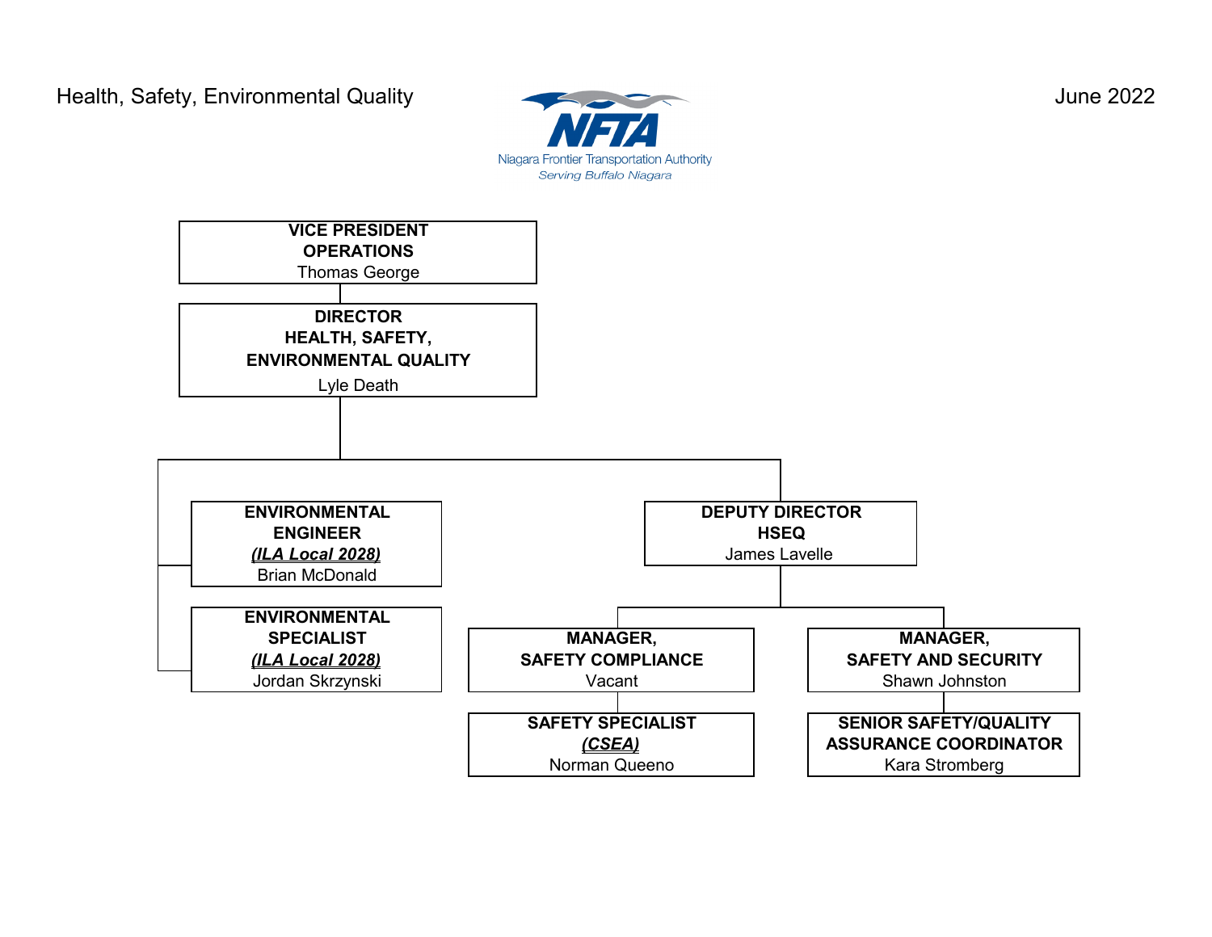Health, Safety, Environmental Quality

**NFTA**
Niagara Frontier Transportation Authority
*Serving Buffalo Niagara*

June 2022

- **VICE PRESIDENT OPERATIONS** — Thomas George
  - **DIRECTOR HEALTH, SAFETY, ENVIRONMENTAL QUALITY** — Lyle Death
    - **ENVIRONMENTAL ENGINEER** ***(ILA Local 2028)*** — Brian McDonald
    - **ENVIRONMENTAL SPECIALIST** ***(ILA Local 2028)*** — Jordan Skrzynski
    - **DEPUTY DIRECTOR HSEQ** — James Lavelle
      - **MANAGER, SAFETY COMPLIANCE** — Vacant
        - **SAFETY SPECIALIST** ***(CSEA)*** — Norman Queeno
      - **MANAGER, SAFETY AND SECURITY** — Shawn Johnston
        - **SENIOR SAFETY/QUALITY ASSURANCE COORDINATOR** — Kara Stromberg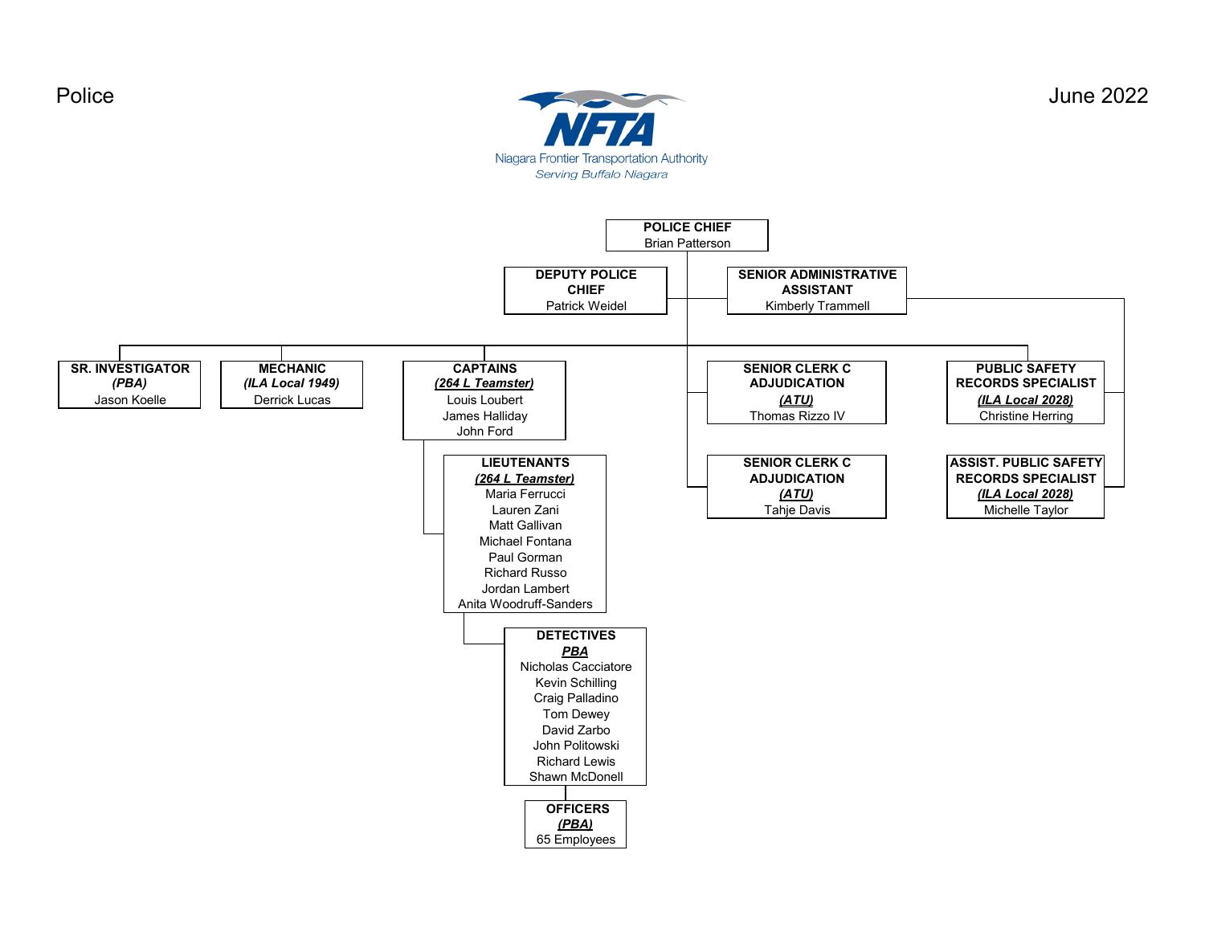Police

June 2022

Niagara Frontier Transportation Authority
*Serving Buffalo Niagara*

**POLICE CHIEF**
Brian Patterson

**DEPUTY POLICE CHIEF**
Patrick Weidel

**SENIOR ADMINISTRATIVE ASSISTANT**
Kimberly Trammell

**SR. INVESTIGATOR**
***(PBA)***
Jason Koelle

**MECHANIC**
***(ILA Local 1949)***
Derrick Lucas

**CAPTAINS**
***(264 L Teamster)***
Louis Loubert
James Halliday
John Ford

**LIEUTENANTS**
***(264 L Teamster)***
Maria Ferrucci
Lauren Zani
Matt Gallivan
Michael Fontana
Paul Gorman
Richard Russo
Jordan Lambert
Anita Woodruff-Sanders

**DETECTIVES**
***PBA***
Nicholas Cacciatore
Kevin Schilling
Craig Palladino
Tom Dewey
David Zarbo
John Politowski
Richard Lewis
Shawn McDonell

**OFFICERS**
***(PBA)***
65 Employees

**SENIOR CLERK C ADJUDICATION**
***(ATU)***
Thomas Rizzo IV

**SENIOR CLERK C ADJUDICATION**
***(ATU)***
Tahje Davis

**PUBLIC SAFETY RECORDS SPECIALIST**
***(ILA Local 2028)***
Christine Herring

**ASSIST. PUBLIC SAFETY RECORDS SPECIALIST**
***(ILA Local 2028)***
Michelle Taylor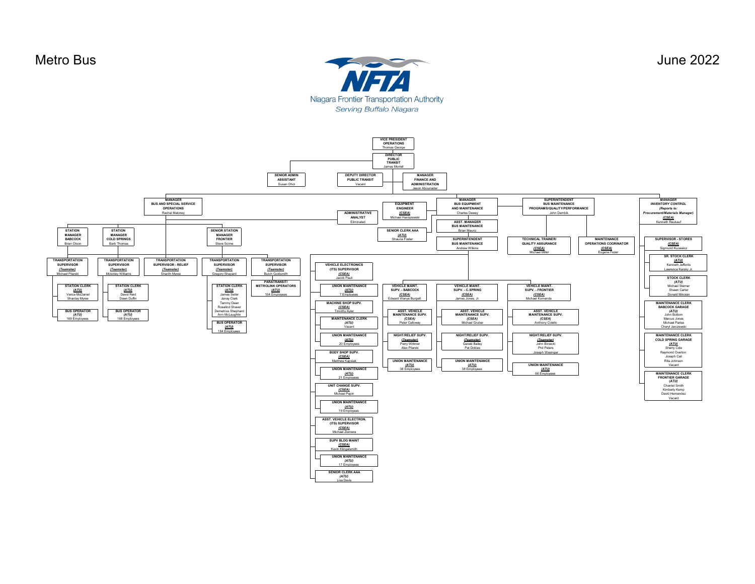# Metro Bus

June 2022

NFTA
Niagara Frontier Transportation Authority
*Serving Buffalo Niagara*

- **VICE PRESIDENT OPERATIONS** – Thomas George
  - **DIRECTOR PUBLIC TRANSIT** – James Morrell
    - **SENIOR ADMIN ASSISTANT** – Susan Ohol
    - **DEPUTY DIRECTOR PUBLIC TRANSIT** – Vacant
    - **MANAGER FINANCE AND ADMINISTRATION** – Jason Abounader
    - **ADMINISTRATIVE ANALYST** – Eliminated
    - **MANAGER BUS AND SPECIAL SERVICE OPERATIONS** – Rachel Maloney
      - **STATION MANAGER BABCOCK** – Brian Olson
        - **TRANSPORTATION SUPERVISOR** *(Teamster)* – Michael Pilarski
          - **STATION CLERK** *(ATU)* – Vance McDaniel, Shantay Myree
          - **BUS OPERATOR** *(ATU)* – 169 Employees
      - **STATION MANAGER COLD SPRINGS** – Barb Thomas
        - **TRANSPORTATION SUPERVISOR** *(Teamster)* – Mckinley Williams
          - **STATION CLERK** *(ATU)* – David Reid, Dawn Duffin
          - **BUS OPERATOR** *(ATU)* – 168 Employees
      - **TRANSPORTATION SUPERVISOR - RELIEF** *(Teamster)* – Shanith Myree
      - **SENIOR STATION MANAGER FRONTIER** – Steve Scime
        - **TRANSPORTATION SUPERVISOR** *(Teamster)* – Gregory Shepard
          - **STATION CLERK** *(ATU)* – James Seiler, Jenay Clark, Tammy Dean, Rosalind Shaver, Demetrius Shephard, Ann McLaughlin
          - **BUS OPERATOR** *(ATU)* – 184 Employees
        - **TRANSPORTATION SUPERVISOR** *(Teamster)* – Butch Goldsmith
          - **PARATRANSIT/ METROLINK OPERATORS** *(ATU)* – 104 Employees
    - **EQUIPMENT ENGINEER** *(CSEA)* – Michael Hanszewski
    - **SENIOR CLERK AAA** *(ATU)* – Shauna Foster
    - **MANAGER BUS EQUIPMENT AND MAINTENANCE** – Charles Dewey
      - **ASST. MANAGER BUS MAINTENANCE** – Brian Maurer
      - **SUPERINTENDENT BUS MAINTENANCE** – Andrew Wilkins
        - **VEHICLE ELECTRONICS (ITS) SUPERVISOR** *(CSEA)* – Jacob Pauli
          - **UNION MAINTENANCE** *(ATU)* – 7 Employees
        - **MACHINE SHOP SUPV.** *(CSEA)* – Timothy Ayler
          - **MAINTENANCE CLERK** *(ATU)* – Vacant
          - **UNION MAINTENANCE** *(ATU)* – 20 Employees
        - **BODY SHOP SUPV.** *(CSEA)* – Matthew Kapsiak
          - **UNION MAINTENANCE** *(ATU)* – 21 Employees
        - **UNIT CHANGE SUPV.** *(CSEA)* – Michael Pepin
          - **UNION MAINTENANCE** *(ATU)* – 19 Employees
        - **ASST. VEHICLE ELECTRON. (ITS) SUPERVISOR** *(CSEA)* – Michael Zientara
        - **SUPV BLDG MAINT** *(CSEA)* – Kevin Klingelsmith
          - **UNION MAINTENANCE** *(ATU)* – 17 Employees
        - **SENIOR CLERK AAA** *(ATU)* – Lisa Davis
        - **VEHICLE MAINT. SUPV. - BABCOCK** *(CSEA)* – Edward Wanye Burgett
          - **ASST. VEHICLE MAINTENANCE SUPV.** *(CSEA)* – Peter Calloway
          - **NIGHT/RELIEF SUPV.** *(Teamster)* – Perry Wittmer, Alex Pilarski
          - **UNION MAINTENANCE** *(ATU)* – 38 Employees
        - **VEHICLE MAINT. SUPV. - C.SPRING** *(CSEA)* – James Jones, Jr.
          - **ASST. VEHICLE MAINTENANCE SUPV.** *(CSEA)* – Michael Gruber
          - **NIGHT/RELIEF SUPV.** *(Teamster)* – Gerald Bailey, Pat Dobies
          - **UNION MAINTENANCE** *(ATU)* – 38 Employees
        - **VEHICLE MAINT. SUPV. - FRONTIER** *(CSEA)* – Michael Komenda
          - **ASST. VEHICLE MAINTENANCE SUPV.** *(CSEA)* – Anthony Colello
          - **NIGHT/RELIEF SUPV.** *(Teamster)* – John Binsacki, Phil Peters, Joseph Wasinger
          - **UNION MAINTENANCE** *(ATU)* – 66 Employees
    - **SUPERINTENDENT BUS MAINTENANCE PROGRAMS/QUALITY/PERFORMANCE** – John Dembik
      - **TECHNICAL TRAINER/ QUALITY ASSURANCE** *(CSEA)* – Michael Miller
      - **MAINTENANCE OPERATIONS COORINATOR** *(CSEA)* – Eugene Fezer
    - ***MANAGER INVENTORY CONTROL (Reports to: Procurement/Materials Manager)*** *(CSEA)* – Kenneth Reukauf
      - **SUPERVISOR - STORES** *(CSEA)* – Sigmund Kucewicz
        - **SR. STOCK CLERK** *(ATU)* – Kenneth Jeffords, Lawrence Karsky Jr.
        - **STOCK CLERK** *(ATU)* – Michael Stemer, Shawn Carter, Donald Minoian
        - **MAINTENANCE CLERK BABCOCK GARAGE** *(ATU)* – John Bottom, Marcus Jones, Michael Parise, Cheryl Janczewski
        - **MAINTENANCE CLERK COLD SPRING GARAGE** *(ATU)* – Sherry Cole, Raymond Overton, Joseph Cali, Rita Johnson, Vacant
        - **MAINTENANCE CLERK FRONTIER GARAGE** *(ATU)* – Chantel Smith, Kimberly Kemp, David Hernandez, Vacant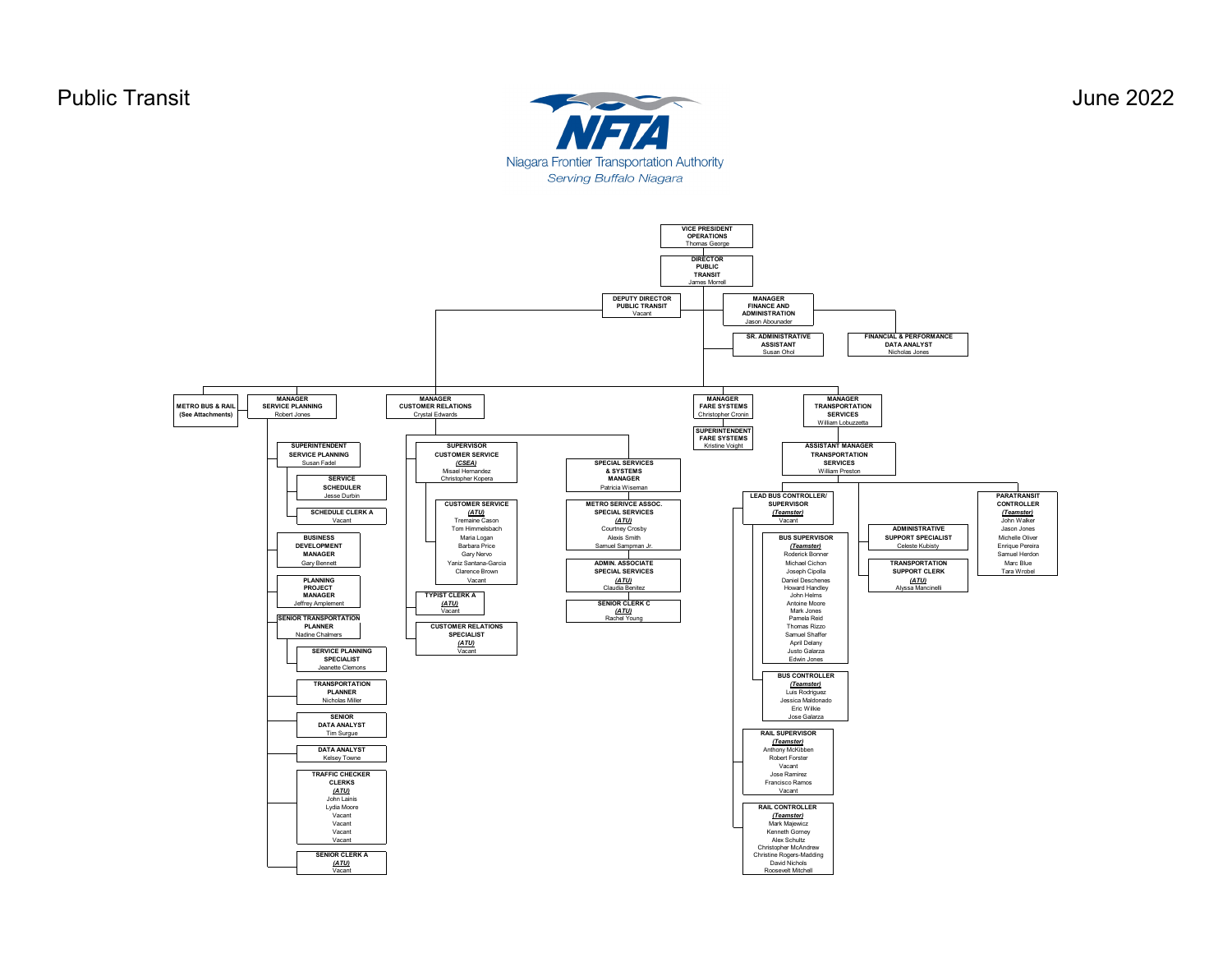# Public Transit

June 2022

Niagara Frontier Transportation Authority
*Serving Buffalo Niagara*

- **VICE PRESIDENT OPERATIONS** — Thomas George
  - **DIRECTOR PUBLIC TRANSIT** — James Morrell
    - **DEPUTY DIRECTOR PUBLIC TRANSIT** — Vacant
    - **MANAGER FINANCE AND ADMINISTRATION** — Jason Abounader
      - **FINANCIAL & PERFORMANCE DATA ANALYST** — Nicholas Jones
    - **SR. ADMINISTRATIVE ASSISTANT** — Susan Ohol
    - **METRO BUS & RAIL** (See Attachments)
    - **MANAGER SERVICE PLANNING** — Robert Jones
      - **SUPERINTENDENT SERVICE PLANNING** — Susan Fadel
        - **SERVICE SCHEDULER** — Jesse Durbin
        - **SCHEDULE CLERK A** — Vacant
      - **BUSINESS DEVELOPMENT MANAGER** — Gary Bennett
      - **PLANNING PROJECT MANAGER** — Jeffrey Amplement
      - **SENIOR TRANSPORTATION PLANNER** — Nadine Chalmers
        - **SERVICE PLANNING SPECIALIST** — Jeanette Clemons
      - **TRANSPORTATION PLANNER** — Nicholas Miller
      - **SENIOR DATA ANALYST** — Tim Surgue
      - **DATA ANALYST** — Kelsey Towne
      - **TRAFFIC CHECKER CLERKS** *(ATU)* — John Lainis, Lydia Moore, Vacant, Vacant, Vacant, Vacant
      - **SENIOR CLERK A** *(ATU)* — Vacant
    - **MANAGER CUSTOMER RELATIONS** — Crystal Edwards
      - **SUPERVISOR CUSTOMER SERVICE** *(CSEA)* — Misael Hernandez, Christopher Kopera
        - **CUSTOMER SERVICE** *(ATU)* — Tremaine Cason, Tom Himmelsbach, Maria Logan, Barbara Price, Gary Nervo, Yaniz Santana-Garcia, Clarence Brown, Vacant
      - **TYPIST CLERK A** *(ATU)* — Vacant
      - **CUSTOMER RELATIONS SPECIALIST** *(ATU)* — Vacant
      - **SPECIAL SERVICES & SYSTEMS MANAGER** — Patricia Wiseman
        - **METRO SERIVCE ASSOC. SPECIAL SERVICES** *(ATU)* — Courtney Crosby, Alexis Smith, Samuel Sampman Jr.
        - **ADMIN. ASSOCIATE SPECIAL SERVICES** *(ATU)* — Claudia Benitez
        - **SENIOR CLERK C** *(ATU)* — Rachel Young
    - **MANAGER FARE SYSTEMS** — Christopher Cronin
      - **SUPERINTENDENT FARE SYSTEMS** — Kristine Voight
    - **MANAGER TRANSPORTATION SERVICES** — William Lobuzzetta
      - **ASSISTANT MANAGER TRANSPORTATION SERVICES** — William Preston
        - **LEAD BUS CONTROLLER/ SUPERVISOR** *(Teamster)* — Vacant
          - **BUS SUPERVISOR** *(Teamster)* — Roderick Bonner, Michael Cichon, Joseph Cipolla, Daniel Deschenes, Howard Handley, John Helms, Antoine Moore, Mark Jones, Pamela Reid, Thomas Rizzo, Samuel Shaffer, April Delany, Justo Galarza, Edwin Jones
          - **BUS CONTROLLER** *(Teamster)* — Luis Rodriguez, Jessica Maldonado, Eric Wilkie, Jose Galarza
          - **RAIL SUPERVISOR** *(Teamster)* — Anthony McKibben, Robert Forster, Vacant, Jose Ramirez, Francisco Ramos, Vacant
          - **RAIL CONTROLLER** *(Teamster)* — Mark Majewicz, Kenneth Gorney, Alex Schultz, Christopher McAndrew, Christine Rogers-Madding, David Nichols, Roosevelt Mitchell
        - **ADMINISTRATIVE SUPPORT SPECIALIST** — Celeste Kubisty
        - **TRANSPORTATION SUPPORT CLERK** *(ATU)* — Alyssa Mancinelli
        - **PARATRANSIT CONTROLLER** *(Teamster)* — John Walker, Jason Jones, Michelle Oliver, Enrique Pereira, Samuel Herdon, Marc Blue, Tara Wrobel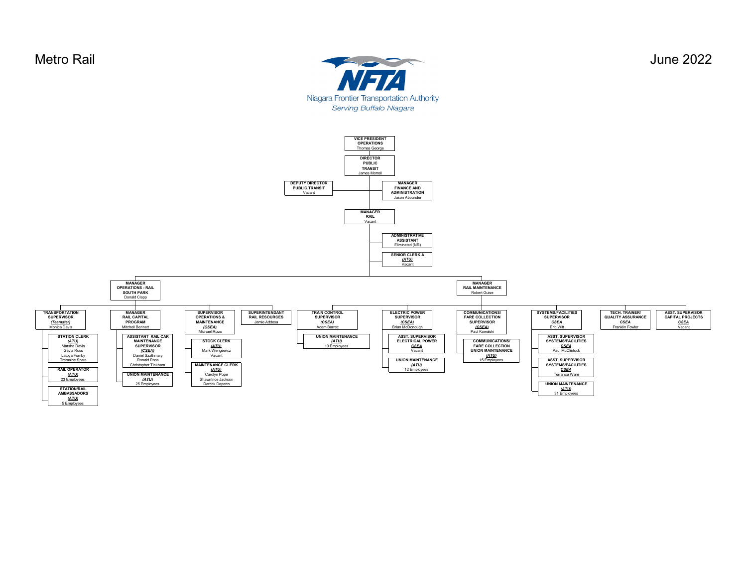# Metro Rail

June 2022

Niagara Frontier Transportation Authority
*Serving Buffalo Niagara*

- **VICE PRESIDENT OPERATIONS** — Thomas George
  - **DIRECTOR PUBLIC TRANSIT** — James Morrell
    - **DEPUTY DIRECTOR PUBLIC TRANSIT** — Vacant
    - **MANAGER FINANCE AND ADMINISTRATION** — Jason Abounder
    - **MANAGER RAIL** — Vacant
      - **ADMINISTRATIVE ASSISTANT** — Eliminated (NR)
      - **SENIOR CLERK A** *(ATU)* — Vacant
      - **MANAGER OPERATIONS - RAIL SOUTH PARK** — Donald Clapp
        - **TRANSPORTATION SUPERVISOR** *(Teamster)* — Monica Davis
          - **STATION CLERK** *(ATU)* — Marsha Davis, Gayla Ross, Latoya Fomby, Tremaine Spate
          - **RAIL OPERATOR** *(ATU)* — 23 Employees
          - **STATION/RAIL AMBASSADORS** *(ATU)* — 5 Employees
        - **MANAGER RAIL CAPITAL PROGRAM** — Mitchell Bennett
          - **ASSISTANT RAIL CAR MAINTENANCE SUPERVISOR** *(CSEA)* — Daniel Szathmary, Ronald Ross, Christopher Tinkham
          - **UNION MAINTENANCE** *(ATU)* — 25 Employees
        - **SUPERVISOR OPERATIONS & MAINTENANCE** *(CSEA)* — Michael Rizzo
          - **STOCK CLERK** *(ATU)* — Mark Wengewicz, Vacant
          - **MAINTENANCE CLERK** *(ATU)* — Carolyn Pope, Shawntrice Jackson, Darrick Deperto
        - **SUPERINTENDANT RAIL RESOURCES** — Jamie Addesa
      - **MANAGER RAIL MAINTENANCE** — Robert Guise
        - **TRAIN CONTROL SUPERVISOR** *(CSEA)* — Adam Barrett
          - **UNION MAINTENANCE** *(ATU)* — 10 Employees
        - **ELECTRIC POWER SUPERVISOR** *(CSEA)* — Brian McDonough
          - **ASST. SUPERVISOR ELECTRICAL POWER** *CSEA* — Vacant
          - **UNION MAINTENANCE** *(ATU)* — 12 Employees
        - **COMMUNICATIONS/ FARE COLLECTION SUPERVISOR** *(CSEA)* — Paul Kowalski
          - **COMMUNICATIONS/ FARE COLLECTION UNION MAINTENANCE** *(ATU)* — 15 Employees
        - **SYSTEMS/FACILITIES SUPERVISOR** *CSEA* — Eric Witt
          - **ASST. SUPERVISOR SYSTEMS/FACILITIES** *CSEA* — Paul McClintock
          - **ASST. SUPERVISOR SYSTEMS/FACILITIES** *CSEA* — Terrance Ware
          - **UNION MAINTENANCE** *(ATU)* — 31 Employees
        - **TECH. TRAINER/ QUALITY ASSURANCE** *CSEA* — Franklin Fowler
        - **ASST. SUPERVISOR CAPITAL PROJECTS** *CSEA* — Vacant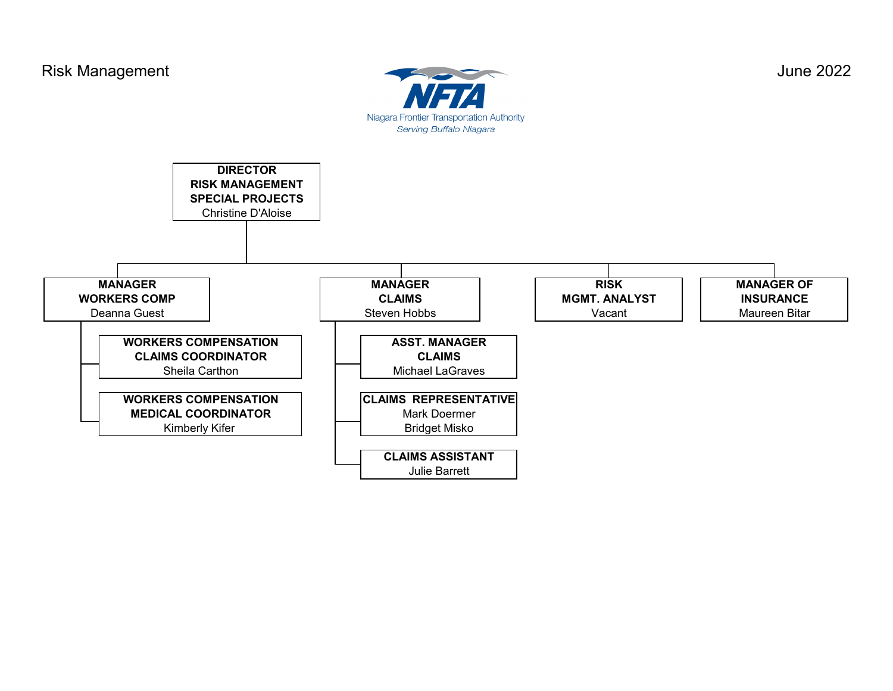Risk Management

June 2022

Niagara Frontier Transportation Authority

*Serving Buffalo Niagara*

**DIRECTOR**
**RISK MANAGEMENT**
**SPECIAL PROJECTS**
Christine D'Aloise

- **MANAGER WORKERS COMP**
  Deanna Guest
  - **WORKERS COMPENSATION CLAIMS COORDINATOR**
    Sheila Carthon
  - **WORKERS COMPENSATION MEDICAL COORDINATOR**
    Kimberly Kifer
- **MANAGER CLAIMS**
  Steven Hobbs
  - **ASST. MANAGER CLAIMS**
    Michael LaGraves
  - **CLAIMS REPRESENTATIVE**
    Mark Doermer
    Bridget Misko
  - **CLAIMS ASSISTANT**
    Julie Barrett
- **RISK MGMT. ANALYST**
  Vacant
- **MANAGER OF INSURANCE**
  Maureen Bitar